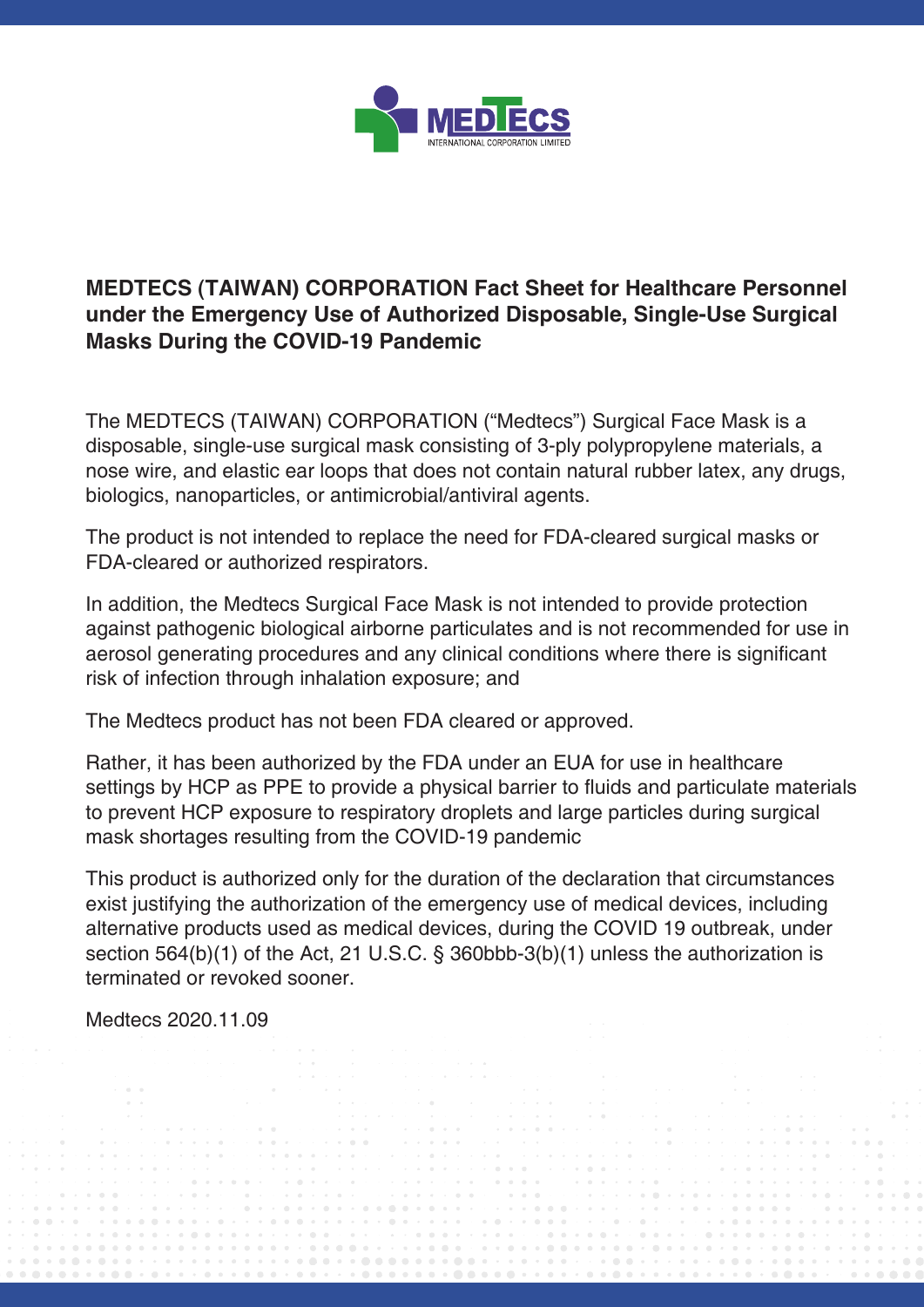# MEDTECS (TAIWAN) CORPORATION Fact Sheet for Healthcare Personnel under the Emergency Use of Authorized Disposable, Single-Use Surgical Masks During the COVID-19 Pandemic

The MEDTECS (TAIWAN) CORPORATION ("Medtecs") Surgical Face Mask is a disposable, single-use surgical mask consisting of 3-ply polypropylene materials, a nose wire, and elastic ear loops that does not contain natural rubber latex, any drugs, biologics, nanoparticles, or antimicrobial/antiviral agents.

The product is not intended to replace the need for FDA-cleared surgical masks or FDA-cleared or authorized respirators.

In addition, the Medtecs Surgical Face Mask is not intended to provide protection against pathogenic biological airborne particulates and is not recommended for use in aerosol generating procedures and any clinical conditions where there is significant risk of infection through inhalation exposure; and

The Medtecs product has not been FDA cleared or approved.

Rather, it has been authorized by the FDA under an EUA for use in healthcare settings by HCP as PPE to provide a physical barrier to fluids and particulate materials to prevent HCP exposure to respiratory droplets and large particles during surgical mask shortages resulting from the COVID-19 pandemic

This product is authorized only for the duration of the declaration that circumstances exist justifying the authorization of the emergency use of medical devices, including alternative products used as medical devices, during the COVID 19 outbreak, under section 564(b)(1) of the Act, 21 U.S.C. § 360bbb-3(b)(1) unless the authorization is terminated or revoked sooner.

Medtecs 2020.11.09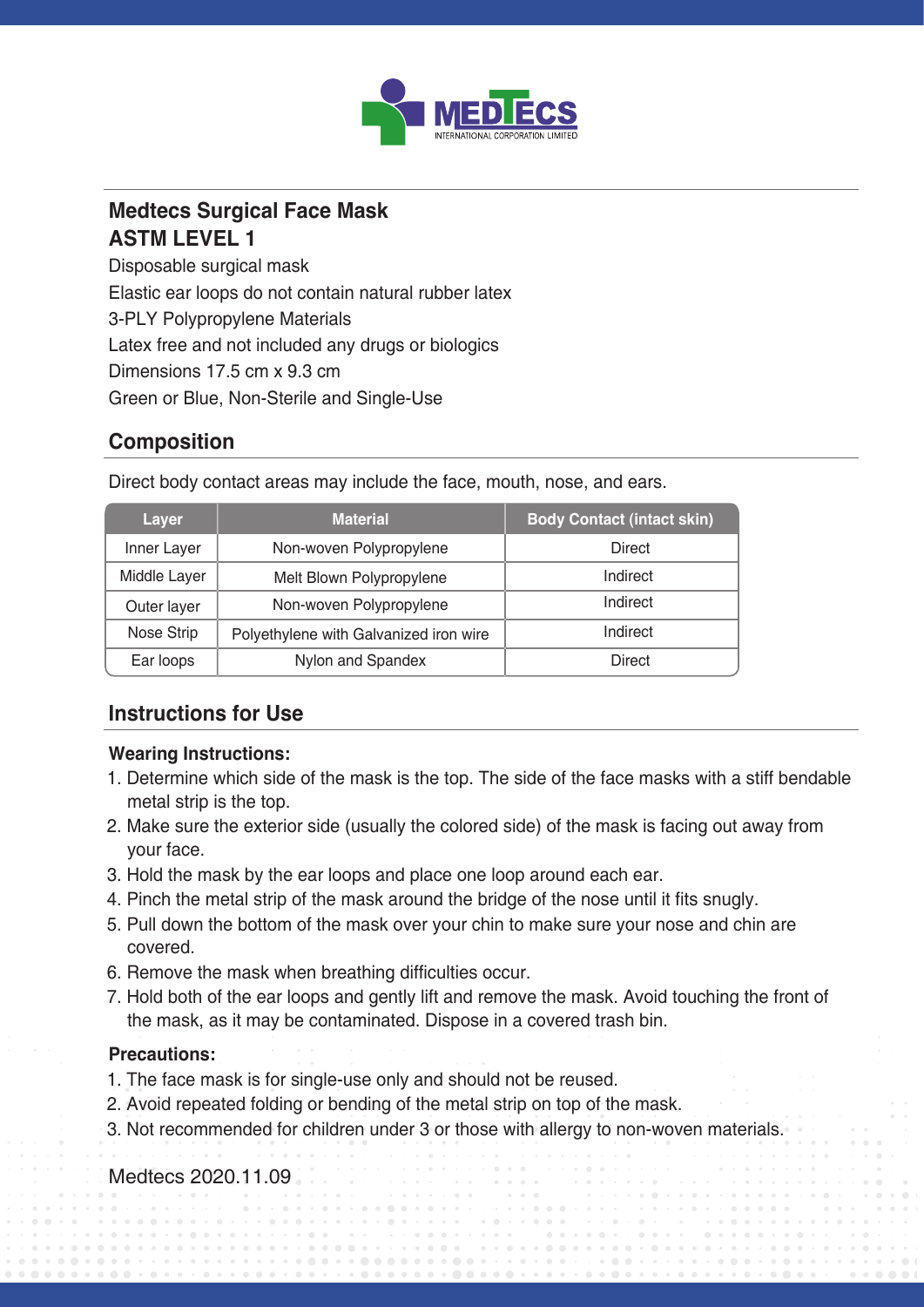MEDTECS INTERNATIONAL CORPORATION LIMITED

## Medtecs Surgical Face Mask
## ASTM LEVEL 1

Disposable surgical mask
Elastic ear loops do not contain natural rubber latex
3-PLY Polypropylene Materials
Latex free and not included any drugs or biologics
Dimensions 17.5 cm x 9.3 cm
Green or Blue, Non-Sterile and Single-Use

## Composition

Direct body contact areas may include the face, mouth, nose, and ears.

| Layer | Material | Body Contact (intact skin) |
|---|---|---|
| Inner Layer | Non-woven Polypropylene | Direct |
| Middle Layer | Melt Blown Polypropylene | Indirect |
| Outer layer | Non-woven Polypropylene | Indirect |
| Nose Strip | Polyethylene with Galvanized iron wire | Indirect |
| Ear loops | Nylon and Spandex | Direct |

## Instructions for Use

**Wearing Instructions:**

1. Determine which side of the mask is the top. The side of the face masks with a stiff bendable metal strip is the top.
2. Make sure the exterior side (usually the colored side) of the mask is facing out away from your face.
3. Hold the mask by the ear loops and place one loop around each ear.
4. Pinch the metal strip of the mask around the bridge of the nose until it fits snugly.
5. Pull down the bottom of the mask over your chin to make sure your nose and chin are covered.
6. Remove the mask when breathing difficulties occur.
7. Hold both of the ear loops and gently lift and remove the mask. Avoid touching the front of the mask, as it may be contaminated. Dispose in a covered trash bin.

**Precautions:**

1. The face mask is for single-use only and should not be reused.
2. Avoid repeated folding or bending of the metal strip on top of the mask.
3. Not recommended for children under 3 or those with allergy to non-woven materials.

Medtecs 2020.11.09